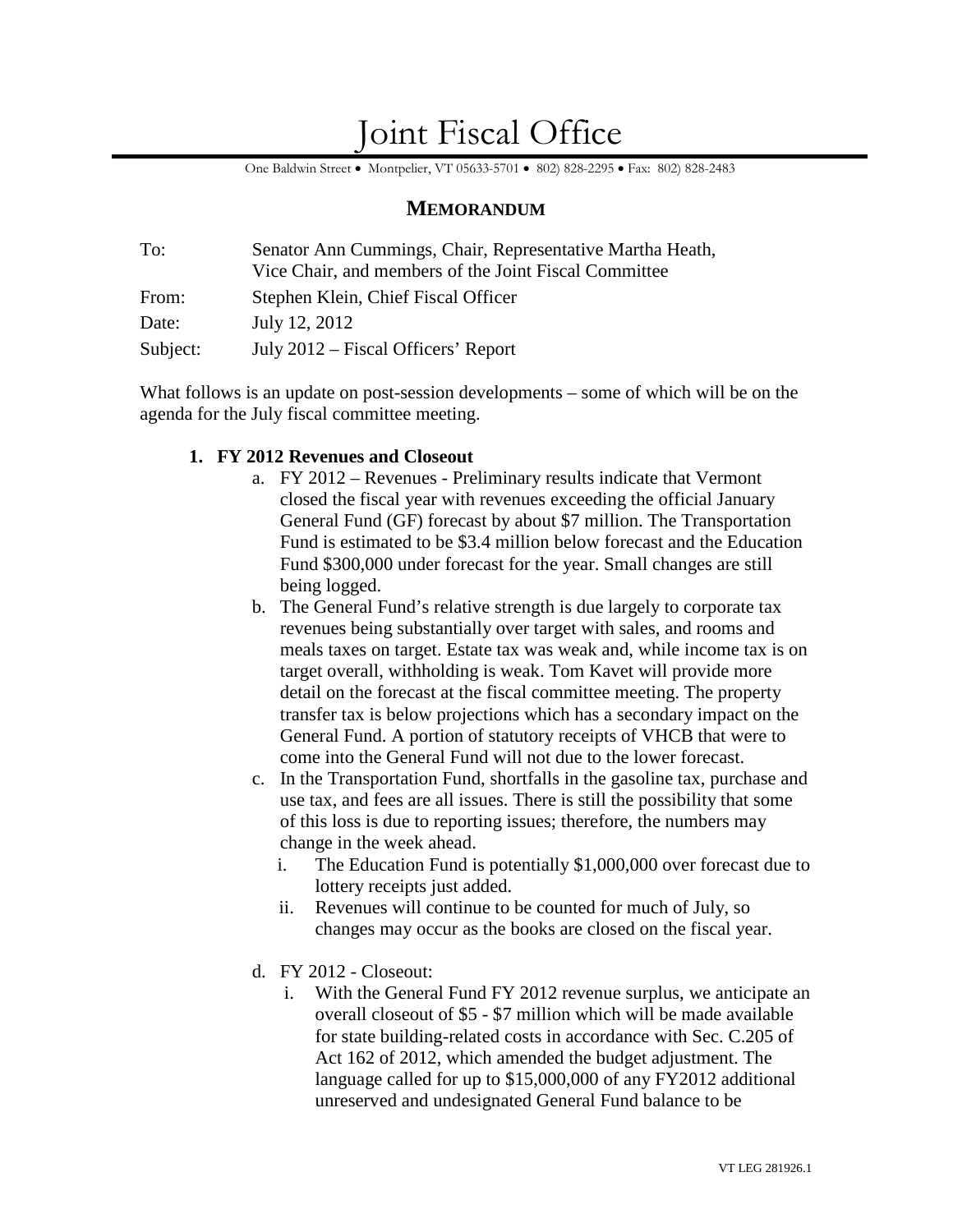# Joint Fiscal Office

One Baldwin Street • Montpelier, VT 05633-5701 • 802) 828-2295 • Fax: 802) 828-2483

## MEMORANDUM

To: Senator Ann Cummings, Chair, Representative Martha Heath, Vice Chair, and members of the Joint Fiscal Committee

From: Stephen Klein, Chief Fiscal Officer

Date: July 12, 2012

Subject: July 2012 – Fiscal Officers' Report

What follows is an update on post-session developments – some of which will be on the agenda for the July fiscal committee meeting.

1. **FY 2012 Revenues and Closeout**
   a. FY 2012 – Revenues - Preliminary results indicate that Vermont closed the fiscal year with revenues exceeding the official January General Fund (GF) forecast by about $7 million. The Transportation Fund is estimated to be $3.4 million below forecast and the Education Fund $300,000 under forecast for the year. Small changes are still being logged.

   b. The General Fund's relative strength is due largely to corporate tax revenues being substantially over target with sales, and rooms and meals taxes on target. Estate tax was weak and, while income tax is on target overall, withholding is weak. Tom Kavet will provide more detail on the forecast at the fiscal committee meeting. The property transfer tax is below projections which has a secondary impact on the General Fund. A portion of statutory receipts of VHCB that were to come into the General Fund will not due to the lower forecast.

   c. In the Transportation Fund, shortfalls in the gasoline tax, purchase and use tax, and fees are all issues. There is still the possibility that some of this loss is due to reporting issues; therefore, the numbers may change in the week ahead.
      i. The Education Fund is potentially $1,000,000 over forecast due to lottery receipts just added.
      ii. Revenues will continue to be counted for much of July, so changes may occur as the books are closed on the fiscal year.

   d. FY 2012 - Closeout:
      i. With the General Fund FY 2012 revenue surplus, we anticipate an overall closeout of $5 - $7 million which will be made available for state building-related costs in accordance with Sec. C.205 of Act 162 of 2012, which amended the budget adjustment. The language called for up to $15,000,000 of any FY2012 additional unreserved and undesignated General Fund balance to be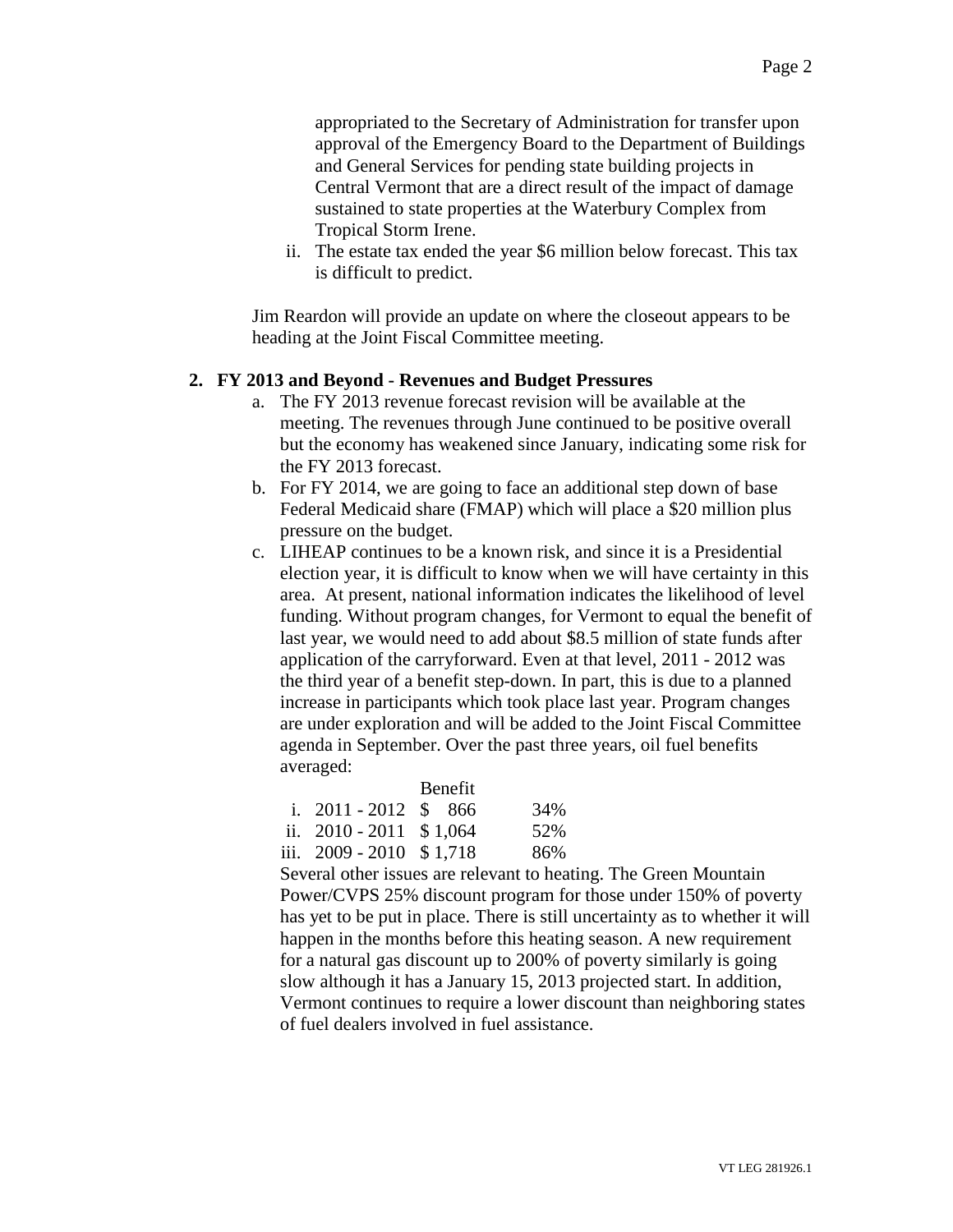appropriated to the Secretary of Administration for transfer upon approval of the Emergency Board to the Department of Buildings and General Services for pending state building projects in Central Vermont that are a direct result of the impact of damage sustained to state properties at the Waterbury Complex from Tropical Storm Irene.

ii. The estate tax ended the year $6 million below forecast. This tax is difficult to predict.

Jim Reardon will provide an update on where the closeout appears to be heading at the Joint Fiscal Committee meeting.

**2. FY 2013 and Beyond - Revenues and Budget Pressures**

a. The FY 2013 revenue forecast revision will be available at the meeting. The revenues through June continued to be positive overall but the economy has weakened since January, indicating some risk for the FY 2013 forecast.

b. For FY 2014, we are going to face an additional step down of base Federal Medicaid share (FMAP) which will place a $20 million plus pressure on the budget.

c. LIHEAP continues to be a known risk, and since it is a Presidential election year, it is difficult to know when we will have certainty in this area. At present, national information indicates the likelihood of level funding. Without program changes, for Vermont to equal the benefit of last year, we would need to add about $8.5 million of state funds after application of the carryforward. Even at that level, 2011 - 2012 was the third year of a benefit step-down. In part, this is due to a planned increase in participants which took place last year. Program changes are under exploration and will be added to the Joint Fiscal Committee agenda in September. Over the past three years, oil fuel benefits averaged:

| | | Benefit | |
|---|---|---|---|
| i. | 2011 - 2012 | $ 866 | 34% |
| ii. | 2010 - 2011 | $ 1,064 | 52% |
| iii. | 2009 - 2010 | $ 1,718 | 86% |

Several other issues are relevant to heating. The Green Mountain Power/CVPS 25% discount program for those under 150% of poverty has yet to be put in place. There is still uncertainty as to whether it will happen in the months before this heating season. A new requirement for a natural gas discount up to 200% of poverty similarly is going slow although it has a January 15, 2013 projected start. In addition, Vermont continues to require a lower discount than neighboring states of fuel dealers involved in fuel assistance.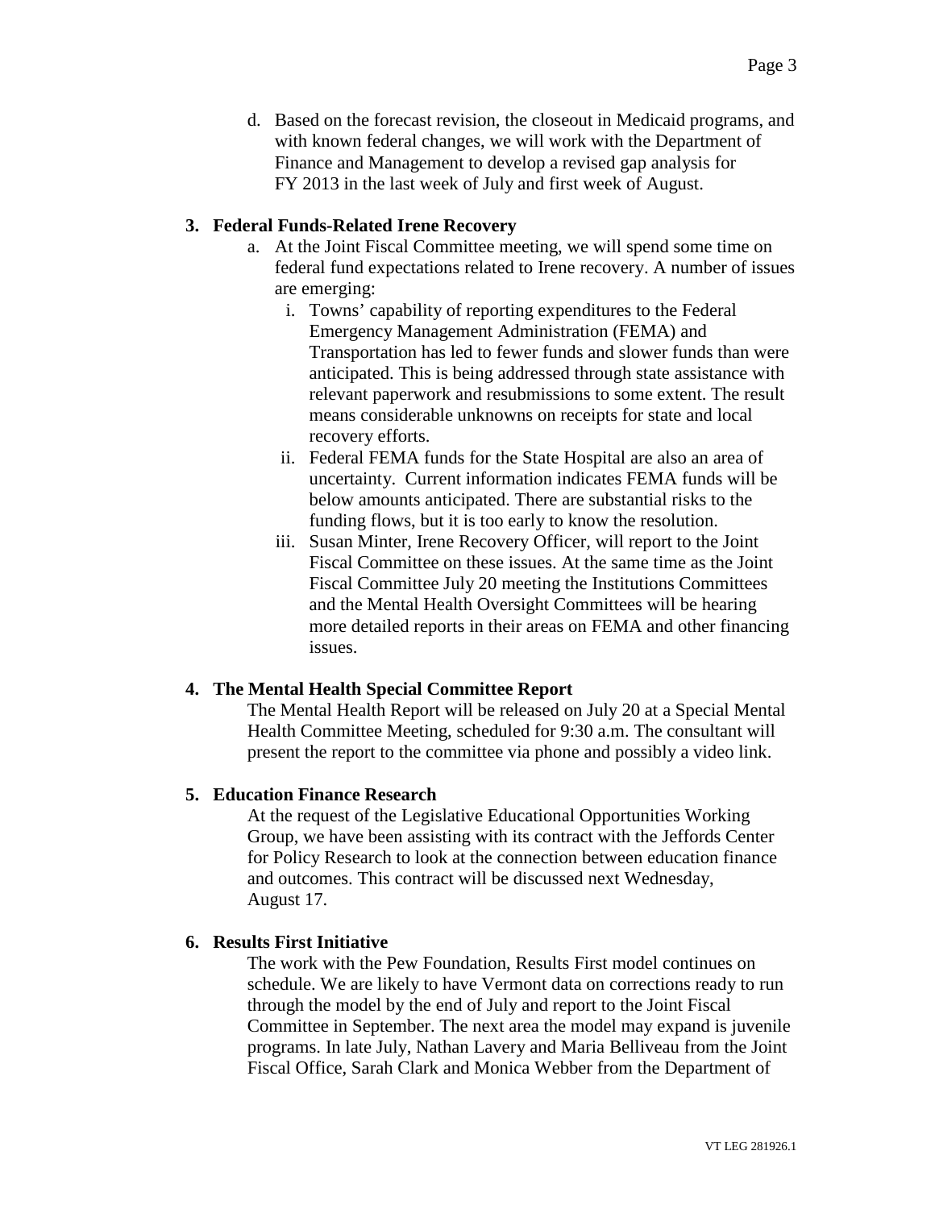d. Based on the forecast revision, the closeout in Medicaid programs, and with known federal changes, we will work with the Department of Finance and Management to develop a revised gap analysis for FY 2013 in the last week of July and first week of August.

**3. Federal Funds-Related Irene Recovery**

a. At the Joint Fiscal Committee meeting, we will spend some time on federal fund expectations related to Irene recovery. A number of issues are emerging:

   i. Towns' capability of reporting expenditures to the Federal Emergency Management Administration (FEMA) and Transportation has led to fewer funds and slower funds than were anticipated. This is being addressed through state assistance with relevant paperwork and resubmissions to some extent. The result means considerable unknowns on receipts for state and local recovery efforts.

   ii. Federal FEMA funds for the State Hospital are also an area of uncertainty. Current information indicates FEMA funds will be below amounts anticipated. There are substantial risks to the funding flows, but it is too early to know the resolution.

   iii. Susan Minter, Irene Recovery Officer, will report to the Joint Fiscal Committee on these issues. At the same time as the Joint Fiscal Committee July 20 meeting the Institutions Committees and the Mental Health Oversight Committees will be hearing more detailed reports in their areas on FEMA and other financing issues.

**4. The Mental Health Special Committee Report**

The Mental Health Report will be released on July 20 at a Special Mental Health Committee Meeting, scheduled for 9:30 a.m. The consultant will present the report to the committee via phone and possibly a video link.

**5. Education Finance Research**

At the request of the Legislative Educational Opportunities Working Group, we have been assisting with its contract with the Jeffords Center for Policy Research to look at the connection between education finance and outcomes. This contract will be discussed next Wednesday, August 17.

**6. Results First Initiative**

The work with the Pew Foundation, Results First model continues on schedule. We are likely to have Vermont data on corrections ready to run through the model by the end of July and report to the Joint Fiscal Committee in September. The next area the model may expand is juvenile programs. In late July, Nathan Lavery and Maria Belliveau from the Joint Fiscal Office, Sarah Clark and Monica Webber from the Department of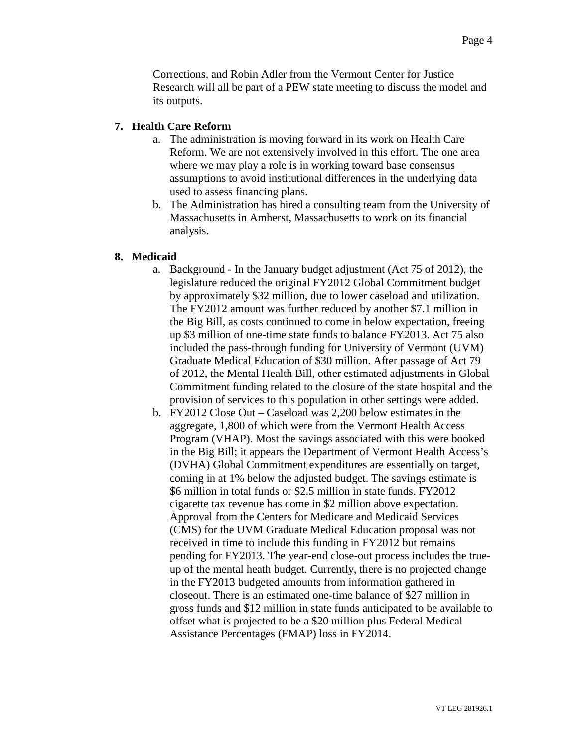Corrections, and Robin Adler from the Vermont Center for Justice Research will all be part of a PEW state meeting to discuss the model and its outputs.

**7. Health Care Reform**

a. The administration is moving forward in its work on Health Care Reform. We are not extensively involved in this effort. The one area where we may play a role is in working toward base consensus assumptions to avoid institutional differences in the underlying data used to assess financing plans.

b. The Administration has hired a consulting team from the University of Massachusetts in Amherst, Massachusetts to work on its financial analysis.

**8. Medicaid**

a. Background - In the January budget adjustment (Act 75 of 2012), the legislature reduced the original FY2012 Global Commitment budget by approximately $32 million, due to lower caseload and utilization. The FY2012 amount was further reduced by another $7.1 million in the Big Bill, as costs continued to come in below expectation, freeing up $3 million of one-time state funds to balance FY2013. Act 75 also included the pass-through funding for University of Vermont (UVM) Graduate Medical Education of $30 million. After passage of Act 79 of 2012, the Mental Health Bill, other estimated adjustments in Global Commitment funding related to the closure of the state hospital and the provision of services to this population in other settings were added.

b. FY2012 Close Out – Caseload was 2,200 below estimates in the aggregate, 1,800 of which were from the Vermont Health Access Program (VHAP). Most the savings associated with this were booked in the Big Bill; it appears the Department of Vermont Health Access's (DVHA) Global Commitment expenditures are essentially on target, coming in at 1% below the adjusted budget. The savings estimate is $6 million in total funds or $2.5 million in state funds. FY2012 cigarette tax revenue has come in $2 million above expectation. Approval from the Centers for Medicare and Medicaid Services (CMS) for the UVM Graduate Medical Education proposal was not received in time to include this funding in FY2012 but remains pending for FY2013. The year-end close-out process includes the true-up of the mental heath budget. Currently, there is no projected change in the FY2013 budgeted amounts from information gathered in closeout. There is an estimated one-time balance of $27 million in gross funds and $12 million in state funds anticipated to be available to offset what is projected to be a $20 million plus Federal Medical Assistance Percentages (FMAP) loss in FY2014.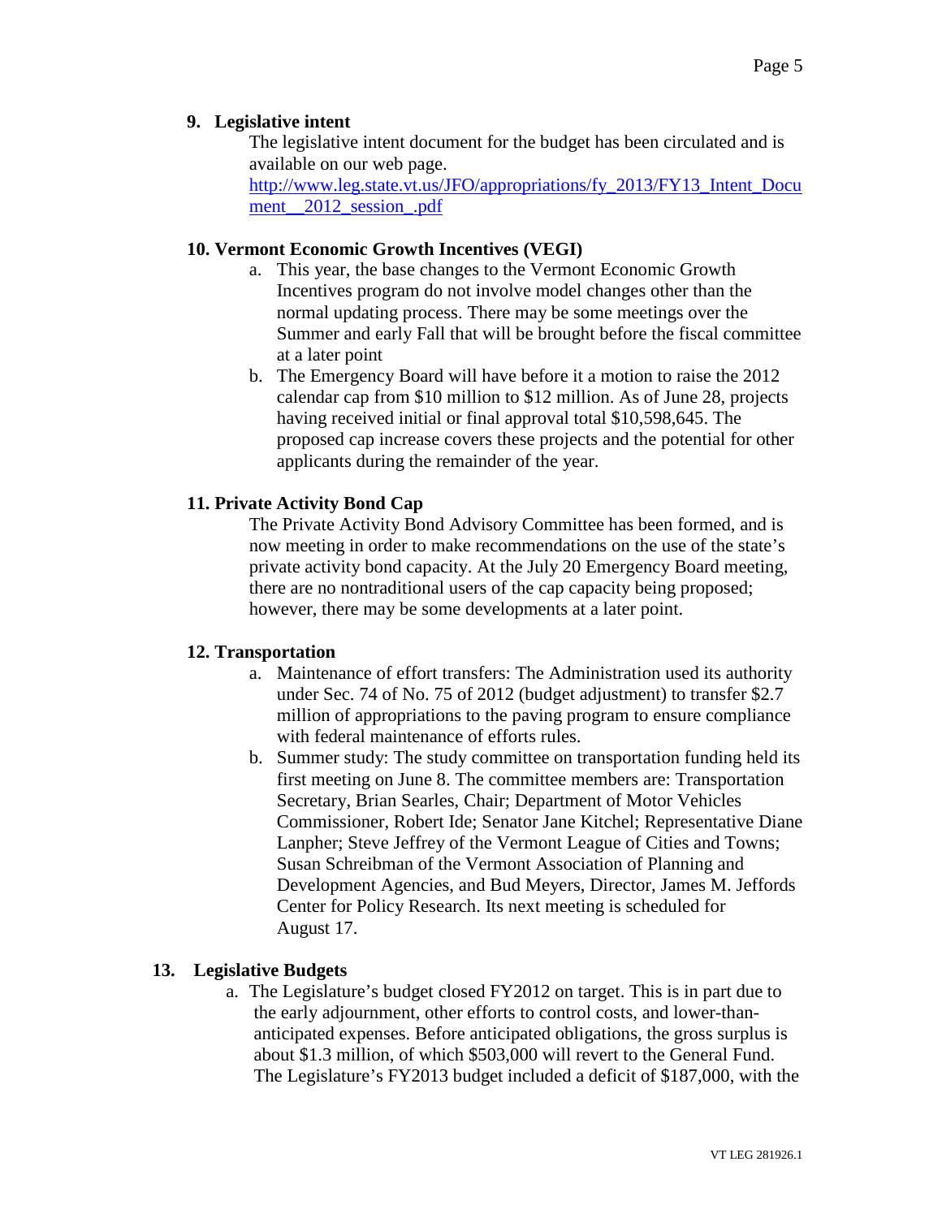**9. Legislative intent**

The legislative intent document for the budget has been circulated and is available on our web page.
http://www.leg.state.vt.us/JFO/appropriations/fy_2013/FY13_Intent_Document__2012_session_.pdf

**10. Vermont Economic Growth Incentives (VEGI)**

a. This year, the base changes to the Vermont Economic Growth Incentives program do not involve model changes other than the normal updating process. There may be some meetings over the Summer and early Fall that will be brought before the fiscal committee at a later point

b. The Emergency Board will have before it a motion to raise the 2012 calendar cap from $10 million to $12 million. As of June 28, projects having received initial or final approval total $10,598,645. The proposed cap increase covers these projects and the potential for other applicants during the remainder of the year.

**11. Private Activity Bond Cap**

The Private Activity Bond Advisory Committee has been formed, and is now meeting in order to make recommendations on the use of the state's private activity bond capacity. At the July 20 Emergency Board meeting, there are no nontraditional users of the cap capacity being proposed; however, there may be some developments at a later point.

**12. Transportation**

a. Maintenance of effort transfers: The Administration used its authority under Sec. 74 of No. 75 of 2012 (budget adjustment) to transfer $2.7 million of appropriations to the paving program to ensure compliance with federal maintenance of efforts rules.

b. Summer study: The study committee on transportation funding held its first meeting on June 8. The committee members are: Transportation Secretary, Brian Searles, Chair; Department of Motor Vehicles Commissioner, Robert Ide; Senator Jane Kitchel; Representative Diane Lanpher; Steve Jeffrey of the Vermont League of Cities and Towns; Susan Schreibman of the Vermont Association of Planning and Development Agencies, and Bud Meyers, Director, James M. Jeffords Center for Policy Research. Its next meeting is scheduled for August 17.

**13. Legislative Budgets**

a. The Legislature's budget closed FY2012 on target. This is in part due to the early adjournment, other efforts to control costs, and lower-than-anticipated expenses. Before anticipated obligations, the gross surplus is about $1.3 million, of which $503,000 will revert to the General Fund. The Legislature's FY2013 budget included a deficit of $187,000, with the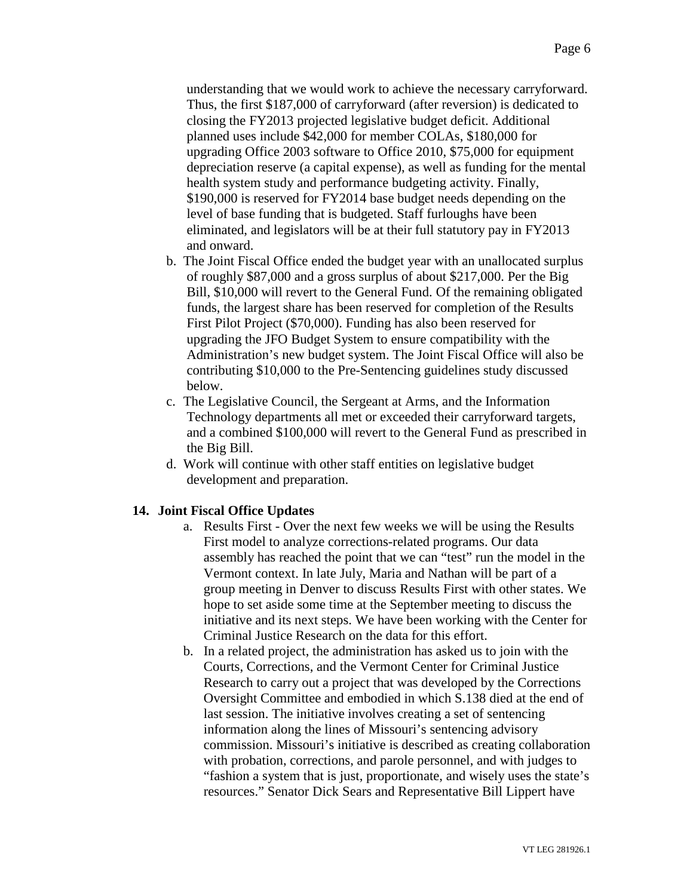understanding that we would work to achieve the necessary carryforward. Thus, the first $187,000 of carryforward (after reversion) is dedicated to closing the FY2013 projected legislative budget deficit. Additional planned uses include $42,000 for member COLAs, $180,000 for upgrading Office 2003 software to Office 2010, $75,000 for equipment depreciation reserve (a capital expense), as well as funding for the mental health system study and performance budgeting activity. Finally, $190,000 is reserved for FY2014 base budget needs depending on the level of base funding that is budgeted. Staff furloughs have been eliminated, and legislators will be at their full statutory pay in FY2013 and onward.

b. The Joint Fiscal Office ended the budget year with an unallocated surplus of roughly $87,000 and a gross surplus of about $217,000. Per the Big Bill, $10,000 will revert to the General Fund. Of the remaining obligated funds, the largest share has been reserved for completion of the Results First Pilot Project ($70,000). Funding has also been reserved for upgrading the JFO Budget System to ensure compatibility with the Administration's new budget system. The Joint Fiscal Office will also be contributing $10,000 to the Pre-Sentencing guidelines study discussed below.

c. The Legislative Council, the Sergeant at Arms, and the Information Technology departments all met or exceeded their carryforward targets, and a combined $100,000 will revert to the General Fund as prescribed in the Big Bill.

d. Work will continue with other staff entities on legislative budget development and preparation.

## 14. Joint Fiscal Office Updates

a. Results First - Over the next few weeks we will be using the Results First model to analyze corrections-related programs. Our data assembly has reached the point that we can "test" run the model in the Vermont context. In late July, Maria and Nathan will be part of a group meeting in Denver to discuss Results First with other states. We hope to set aside some time at the September meeting to discuss the initiative and its next steps. We have been working with the Center for Criminal Justice Research on the data for this effort.

b. In a related project, the administration has asked us to join with the Courts, Corrections, and the Vermont Center for Criminal Justice Research to carry out a project that was developed by the Corrections Oversight Committee and embodied in which S.138 died at the end of last session. The initiative involves creating a set of sentencing information along the lines of Missouri's sentencing advisory commission. Missouri's initiative is described as creating collaboration with probation, corrections, and parole personnel, and with judges to "fashion a system that is just, proportionate, and wisely uses the state's resources." Senator Dick Sears and Representative Bill Lippert have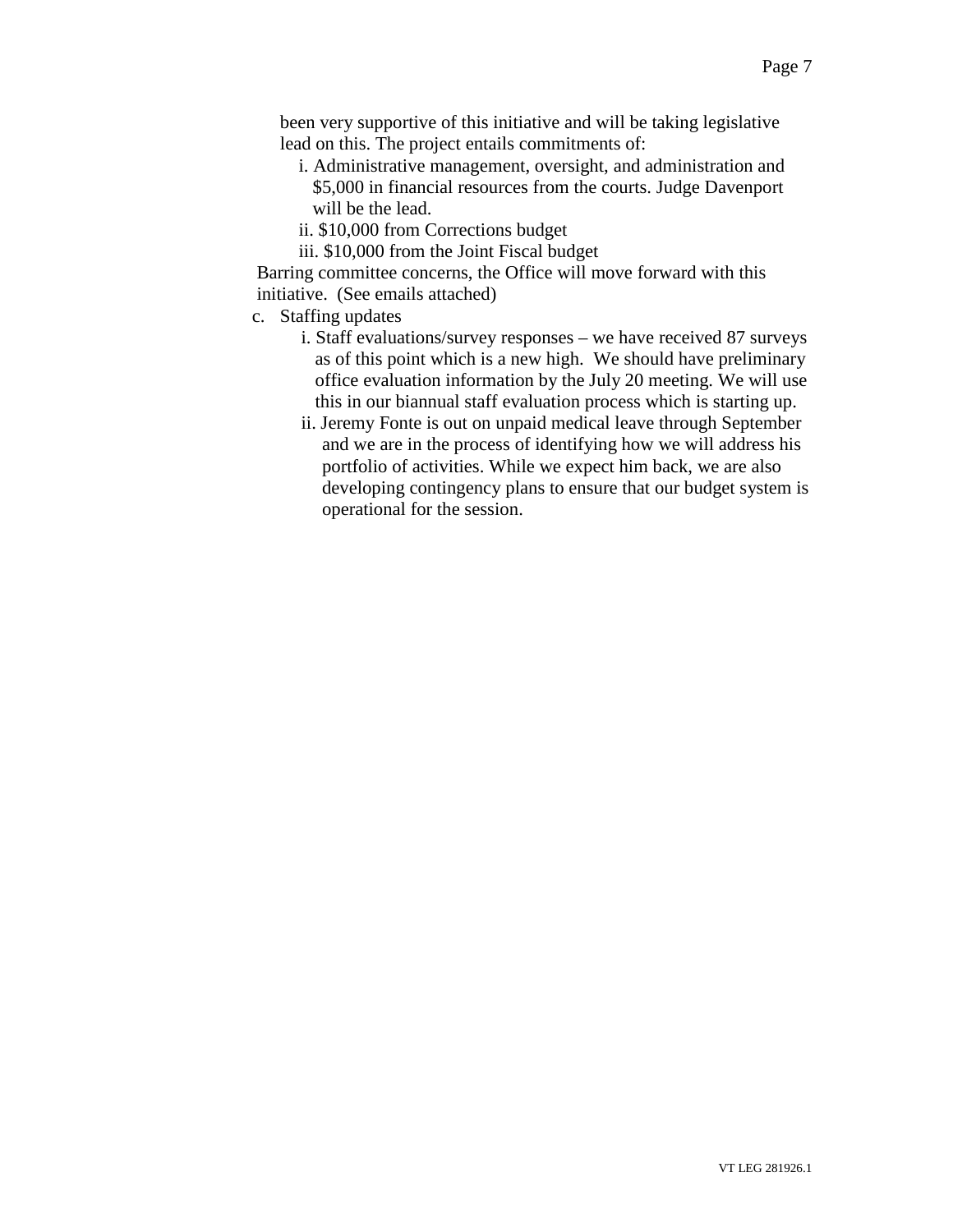been very supportive of this initiative and will be taking legislative lead on this. The project entails commitments of:

   i. Administrative management, oversight, and administration and $5,000 in financial resources from the courts. Judge Davenport will be the lead.
   ii. $10,000 from Corrections budget
   iii. $10,000 from the Joint Fiscal budget

Barring committee concerns, the Office will move forward with this initiative. (See emails attached)

c. Staffing updates
   i. Staff evaluations/survey responses – we have received 87 surveys as of this point which is a new high. We should have preliminary office evaluation information by the July 20 meeting. We will use this in our biannual staff evaluation process which is starting up.
   ii. Jeremy Fonte is out on unpaid medical leave through September and we are in the process of identifying how we will address his portfolio of activities. While we expect him back, we are also developing contingency plans to ensure that our budget system is operational for the session.

VT LEG 281926.1